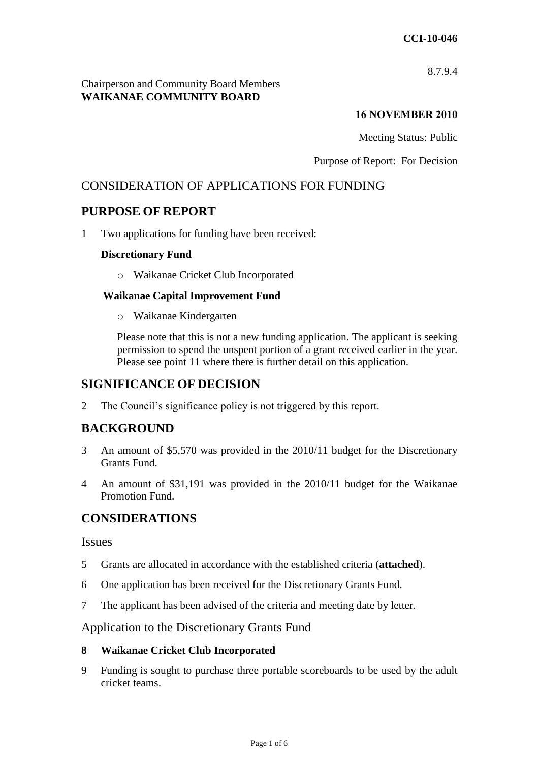**CCI-10-046**

8.7.9.4

Chairperson and Community Board Members
**WAIKANAE COMMUNITY BOARD**

**16 NOVEMBER 2010**

Meeting Status: Public

Purpose of Report: For Decision

## CONSIDERATION OF APPLICATIONS FOR FUNDING

## PURPOSE OF REPORT

1 Two applications for funding have been received:

**Discretionary Fund**

- Waikanae Cricket Club Incorporated

**Waikanae Capital Improvement Fund**

- Waikanae Kindergarten

Please note that this is not a new funding application. The applicant is seeking permission to spend the unspent portion of a grant received earlier in the year. Please see point 11 where there is further detail on this application.

## SIGNIFICANCE OF DECISION

2 The Council's significance policy is not triggered by this report.

## BACKGROUND

3 An amount of $5,570 was provided in the 2010/11 budget for the Discretionary Grants Fund.

4 An amount of $31,191 was provided in the 2010/11 budget for the Waikanae Promotion Fund.

## CONSIDERATIONS

### Issues

5 Grants are allocated in accordance with the established criteria (**attached**).

6 One application has been received for the Discretionary Grants Fund.

7 The applicant has been advised of the criteria and meeting date by letter.

### Application to the Discretionary Grants Fund

**8 Waikanae Cricket Club Incorporated**

9 Funding is sought to purchase three portable scoreboards to be used by the adult cricket teams.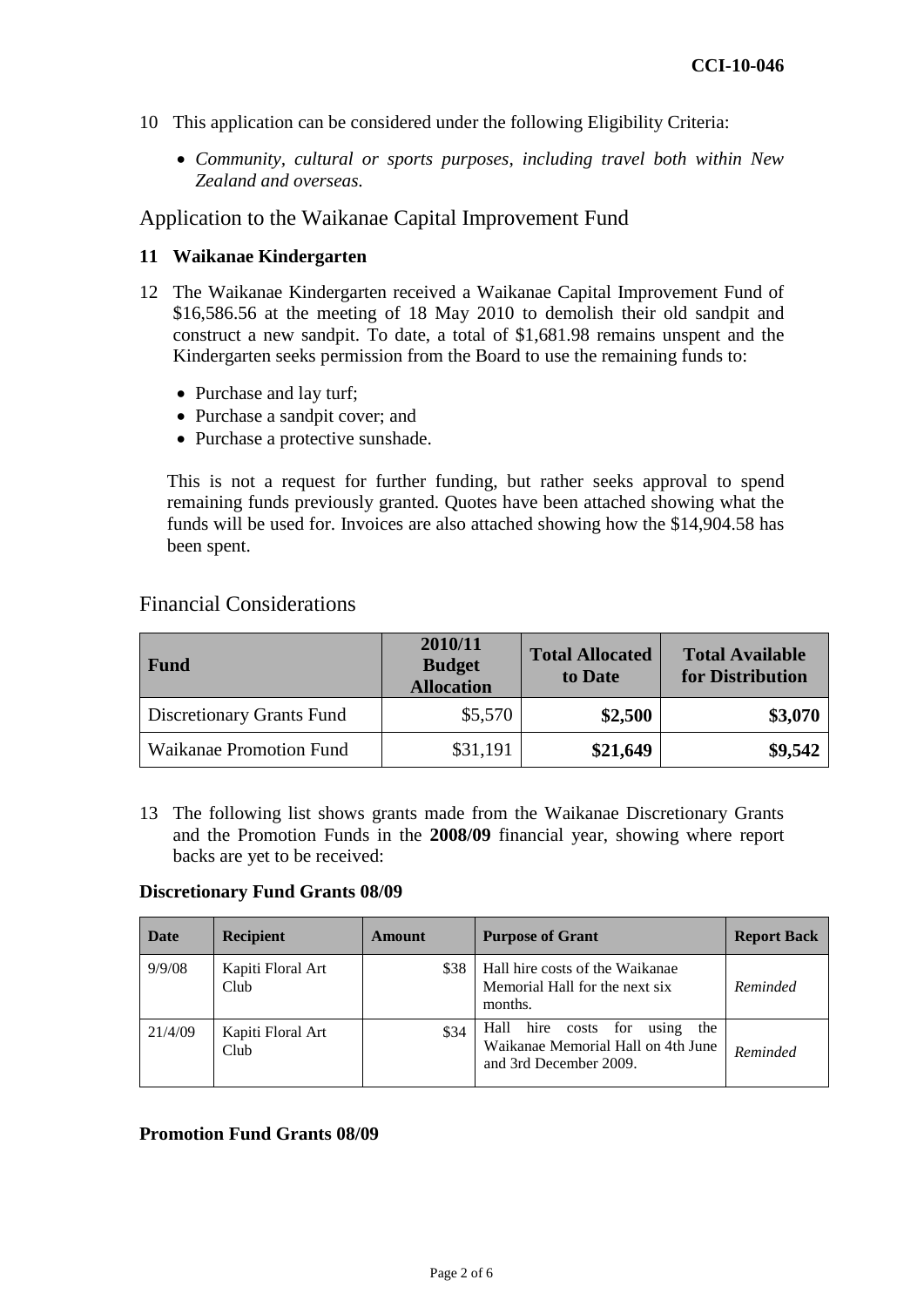10 This application can be considered under the following Eligibility Criteria:

- *Community, cultural or sports purposes, including travel both within New Zealand and overseas.*

## Application to the Waikanae Capital Improvement Fund

**11 Waikanae Kindergarten**

12 The Waikanae Kindergarten received a Waikanae Capital Improvement Fund of $16,586.56 at the meeting of 18 May 2010 to demolish their old sandpit and construct a new sandpit. To date, a total of $1,681.98 remains unspent and the Kindergarten seeks permission from the Board to use the remaining funds to:

- Purchase and lay turf;
- Purchase a sandpit cover; and
- Purchase a protective sunshade.

This is not a request for further funding, but rather seeks approval to spend remaining funds previously granted. Quotes have been attached showing what the funds will be used for. Invoices are also attached showing how the $14,904.58 has been spent.

## Financial Considerations

| Fund | 2010/11 Budget Allocation | Total Allocated to Date | Total Available for Distribution |
|---|---|---|---|
| Discretionary Grants Fund | $5,570 | **$2,500** | **$3,070** |
| Waikanae Promotion Fund | $31,191 | **$21,649** | **$9,542** |

13 The following list shows grants made from the Waikanae Discretionary Grants and the Promotion Funds in the **2008/09** financial year, showing where report backs are yet to be received:

**Discretionary Fund Grants 08/09**

| Date | Recipient | Amount | Purpose of Grant | Report Back |
|---|---|---|---|---|
| 9/9/08 | Kapiti Floral Art Club | $38 | Hall hire costs of the Waikanae Memorial Hall for the next six months. | *Reminded* |
| 21/4/09 | Kapiti Floral Art Club | $34 | Hall hire costs for using the Waikanae Memorial Hall on 4th June and 3rd December 2009. | *Reminded* |

**Promotion Fund Grants 08/09**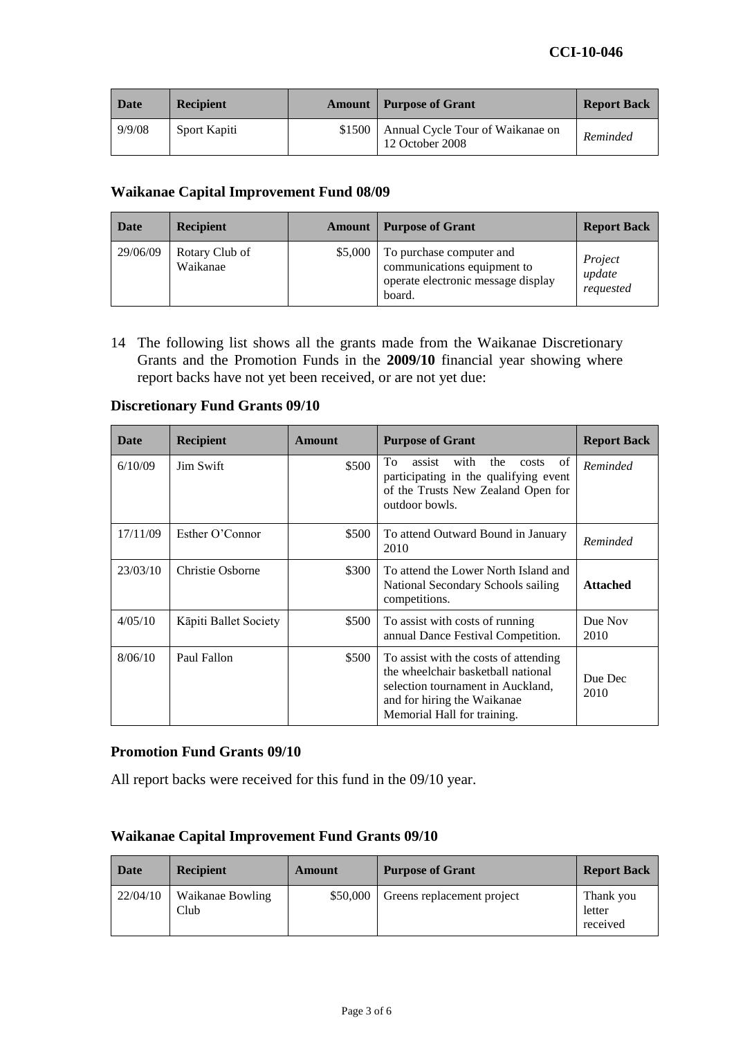**CCI-10-046**

| Date | Recipient | Amount | Purpose of Grant | Report Back |
|---|---|---|---|---|
| 9/9/08 | Sport Kapiti | $1500 | Annual Cycle Tour of Waikanae on 12 October 2008 | *Reminded* |

### Waikanae Capital Improvement Fund 08/09

| Date | Recipient | Amount | Purpose of Grant | Report Back |
|---|---|---|---|---|
| 29/06/09 | Rotary Club of Waikanae | $5,000 | To purchase computer and communications equipment to operate electronic message display board. | *Project update requested* |

14 The following list shows all the grants made from the Waikanae Discretionary Grants and the Promotion Funds in the **2009/10** financial year showing where report backs have not yet been received, or are not yet due:

### Discretionary Fund Grants 09/10

| Date | Recipient | Amount | Purpose of Grant | Report Back |
|---|---|---|---|---|
| 6/10/09 | Jim Swift | $500 | To assist with the costs of participating in the qualifying event of the Trusts New Zealand Open for outdoor bowls. | *Reminded* |
| 17/11/09 | Esther O'Connor | $500 | To attend Outward Bound in January 2010 | *Reminded* |
| 23/03/10 | Christie Osborne | $300 | To attend the Lower North Island and National Secondary Schools sailing competitions. | **Attached** |
| 4/05/10 | Kāpiti Ballet Society | $500 | To assist with costs of running annual Dance Festival Competition. | Due Nov 2010 |
| 8/06/10 | Paul Fallon | $500 | To assist with the costs of attending the wheelchair basketball national selection tournament in Auckland, and for hiring the Waikanae Memorial Hall for training. | Due Dec 2010 |

### Promotion Fund Grants 09/10

All report backs were received for this fund in the 09/10 year.

### Waikanae Capital Improvement Fund Grants 09/10

| Date | Recipient | Amount | Purpose of Grant | Report Back |
|---|---|---|---|---|
| 22/04/10 | Waikanae Bowling Club | $50,000 | Greens replacement project | Thank you letter received |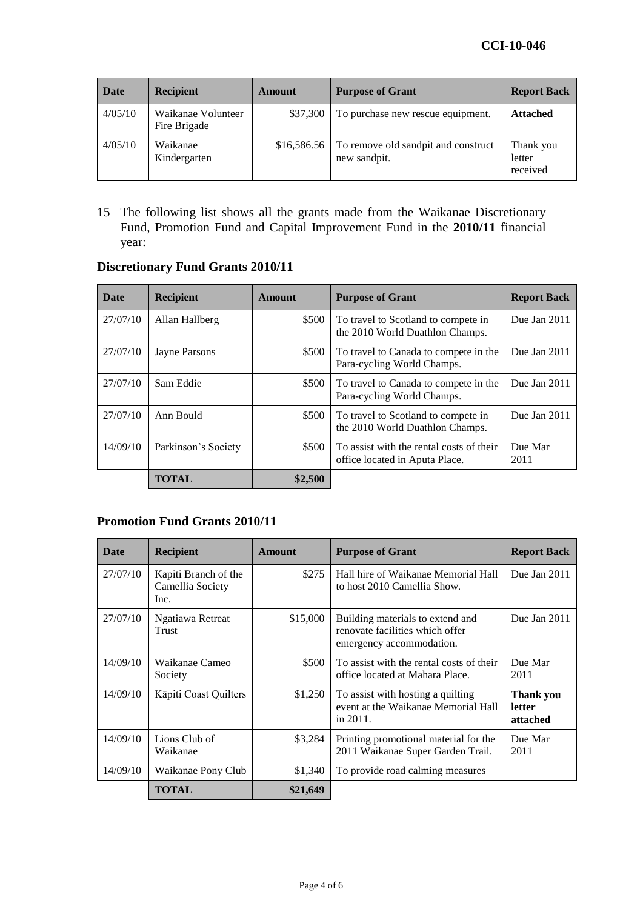| Date | Recipient | Amount | Purpose of Grant | Report Back |
|---|---|---|---|---|
| 4/05/10 | Waikanae Volunteer Fire Brigade | $37,300 | To purchase new rescue equipment. | **Attached** |
| 4/05/10 | Waikanae Kindergarten | $16,586.56 | To remove old sandpit and construct new sandpit. | Thank you letter received |

15 The following list shows all the grants made from the Waikanae Discretionary Fund, Promotion Fund and Capital Improvement Fund in the **2010/11** financial year:

### Discretionary Fund Grants 2010/11

| Date | Recipient | Amount | Purpose of Grant | Report Back |
|---|---|---|---|---|
| 27/07/10 | Allan Hallberg | $500 | To travel to Scotland to compete in the 2010 World Duathlon Champs. | Due Jan 2011 |
| 27/07/10 | Jayne Parsons | $500 | To travel to Canada to compete in the Para-cycling World Champs. | Due Jan 2011 |
| 27/07/10 | Sam Eddie | $500 | To travel to Canada to compete in the Para-cycling World Champs. | Due Jan 2011 |
| 27/07/10 | Ann Bould | $500 | To travel to Scotland to compete in the 2010 World Duathlon Champs. | Due Jan 2011 |
| 14/09/10 | Parkinson's Society | $500 | To assist with the rental costs of their office located in Aputa Place. | Due Mar 2011 |
| | **TOTAL** | **$2,500** | | |

### Promotion Fund Grants 2010/11

| Date | Recipient | Amount | Purpose of Grant | Report Back |
|---|---|---|---|---|
| 27/07/10 | Kapiti Branch of the Camellia Society Inc. | $275 | Hall hire of Waikanae Memorial Hall to host 2010 Camellia Show. | Due Jan 2011 |
| 27/07/10 | Ngatiawa Retreat Trust | $15,000 | Building materials to extend and renovate facilities which offer emergency accommodation. | Due Jan 2011 |
| 14/09/10 | Waikanae Cameo Society | $500 | To assist with the rental costs of their office located at Mahara Place. | Due Mar 2011 |
| 14/09/10 | Kāpiti Coast Quilters | $1,250 | To assist with hosting a quilting event at the Waikanae Memorial Hall in 2011. | **Thank you letter attached** |
| 14/09/10 | Lions Club of Waikanae | $3,284 | Printing promotional material for the 2011 Waikanae Super Garden Trail. | Due Mar 2011 |
| 14/09/10 | Waikanae Pony Club | $1,340 | To provide road calming measures | |
| | **TOTAL** | **$21,649** | | |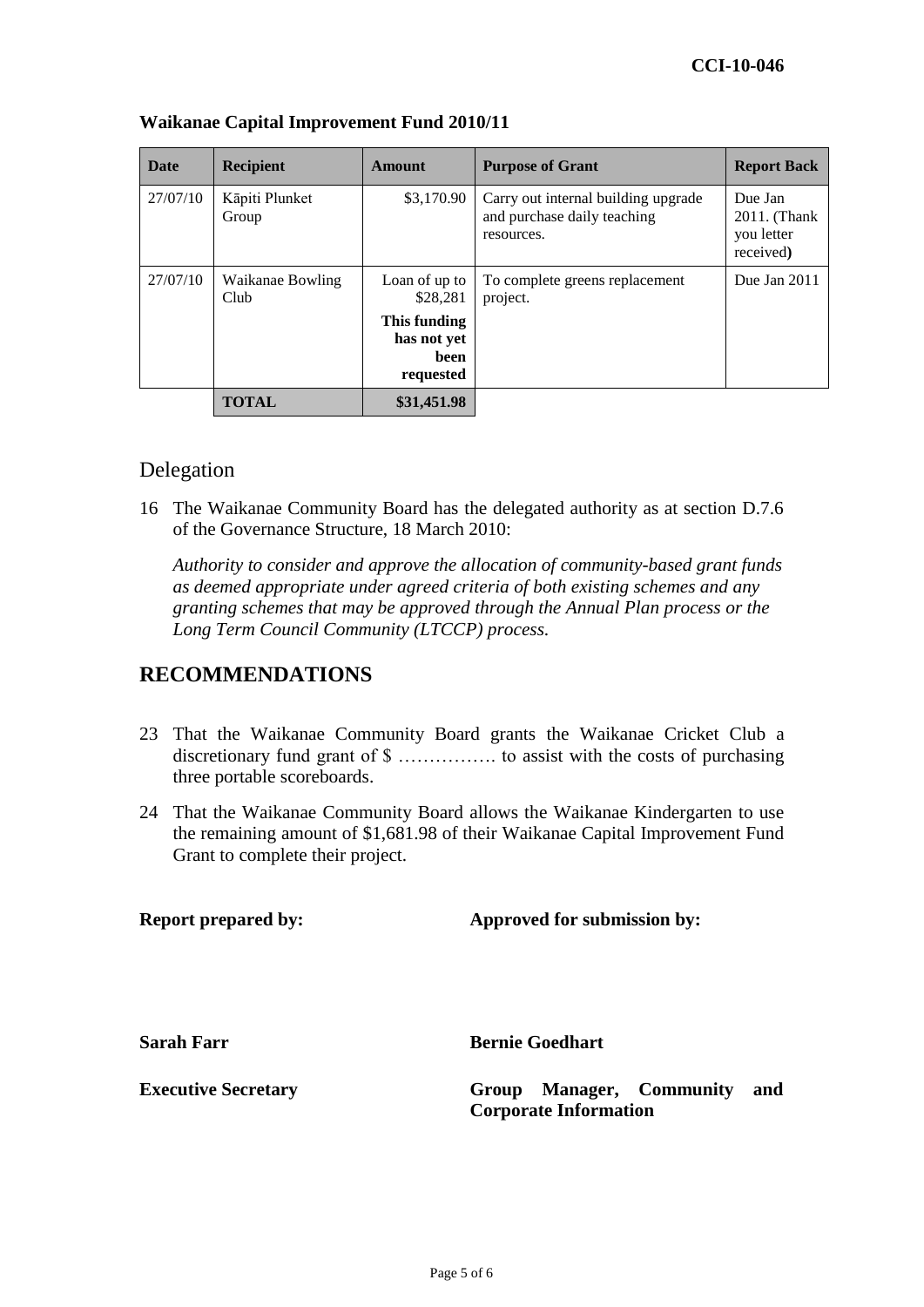**Waikanae Capital Improvement Fund 2010/11**

| Date | Recipient | Amount | Purpose of Grant | Report Back |
|---|---|---|---|---|
| 27/07/10 | Kāpiti Plunket Group | $3,170.90 | Carry out internal building upgrade and purchase daily teaching resources. | Due Jan 2011. (Thank you letter received**)** |
| 27/07/10 | Waikanae Bowling Club | Loan of up to $28,281 **This funding has not yet been requested** | To complete greens replacement project. | Due Jan 2011 |
| | **TOTAL** | **$31,451.98** | | |

## Delegation

16 The Waikanae Community Board has the delegated authority as at section D.7.6 of the Governance Structure, 18 March 2010:

*Authority to consider and approve the allocation of community-based grant funds as deemed appropriate under agreed criteria of both existing schemes and any granting schemes that may be approved through the Annual Plan process or the Long Term Council Community (LTCCP) process.*

## RECOMMENDATIONS

23 That the Waikanae Community Board grants the Waikanae Cricket Club a discretionary fund grant of $ ……………. to assist with the costs of purchasing three portable scoreboards.

24 That the Waikanae Community Board allows the Waikanae Kindergarten to use the remaining amount of $1,681.98 of their Waikanae Capital Improvement Fund Grant to complete their project.

| | |
|---|---|
| **Report prepared by:** | **Approved for submission by:** |
| **Sarah Farr** | **Bernie Goedhart** |
| **Executive Secretary** | **Group Manager, Community and Corporate Information** |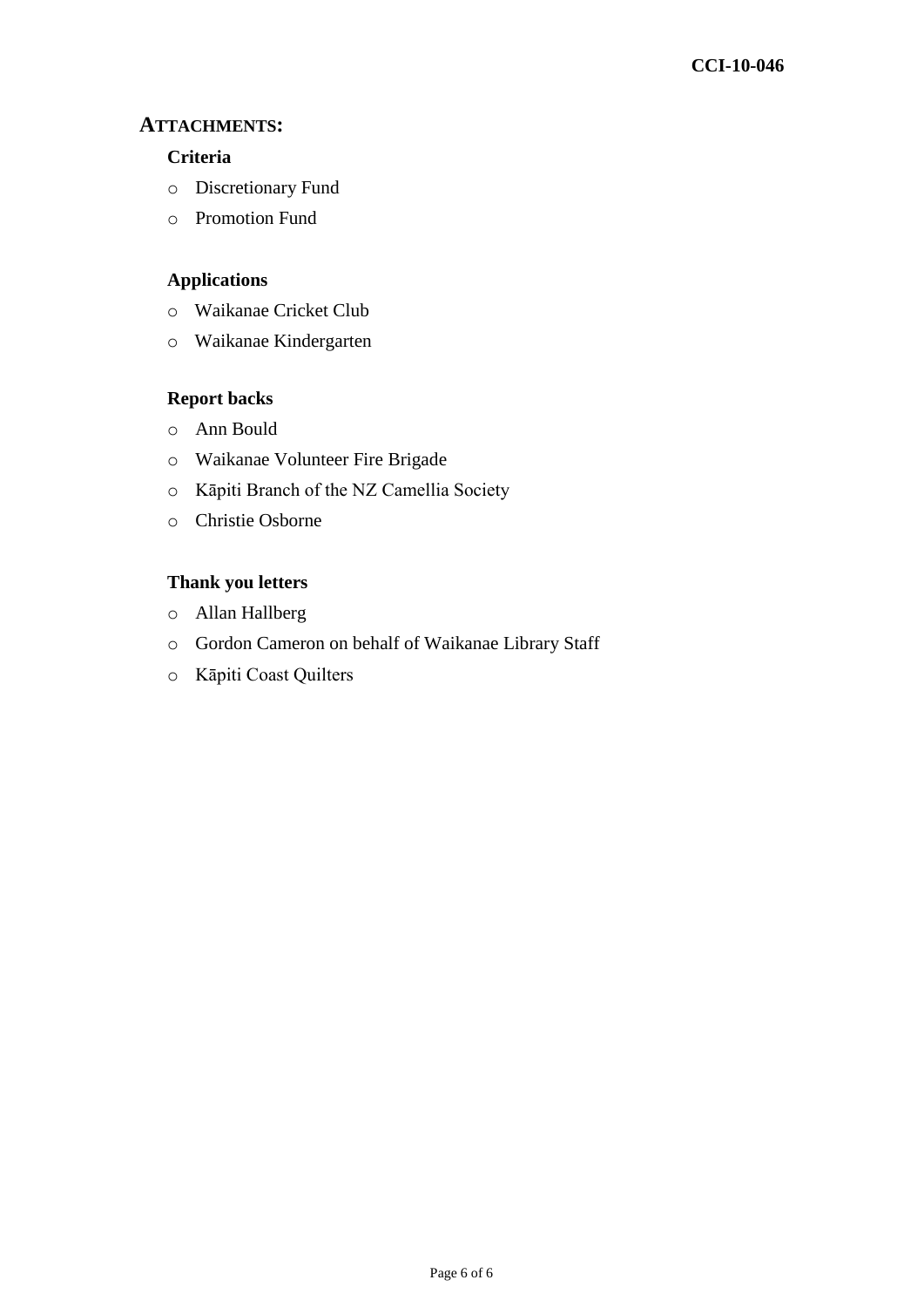## ATTACHMENTS:

### Criteria

- Discretionary Fund
- Promotion Fund

### Applications

- Waikanae Cricket Club
- Waikanae Kindergarten

### Report backs

- Ann Bould
- Waikanae Volunteer Fire Brigade
- Kāpiti Branch of the NZ Camellia Society
- Christie Osborne

### Thank you letters

- Allan Hallberg
- Gordon Cameron on behalf of Waikanae Library Staff
- Kāpiti Coast Quilters